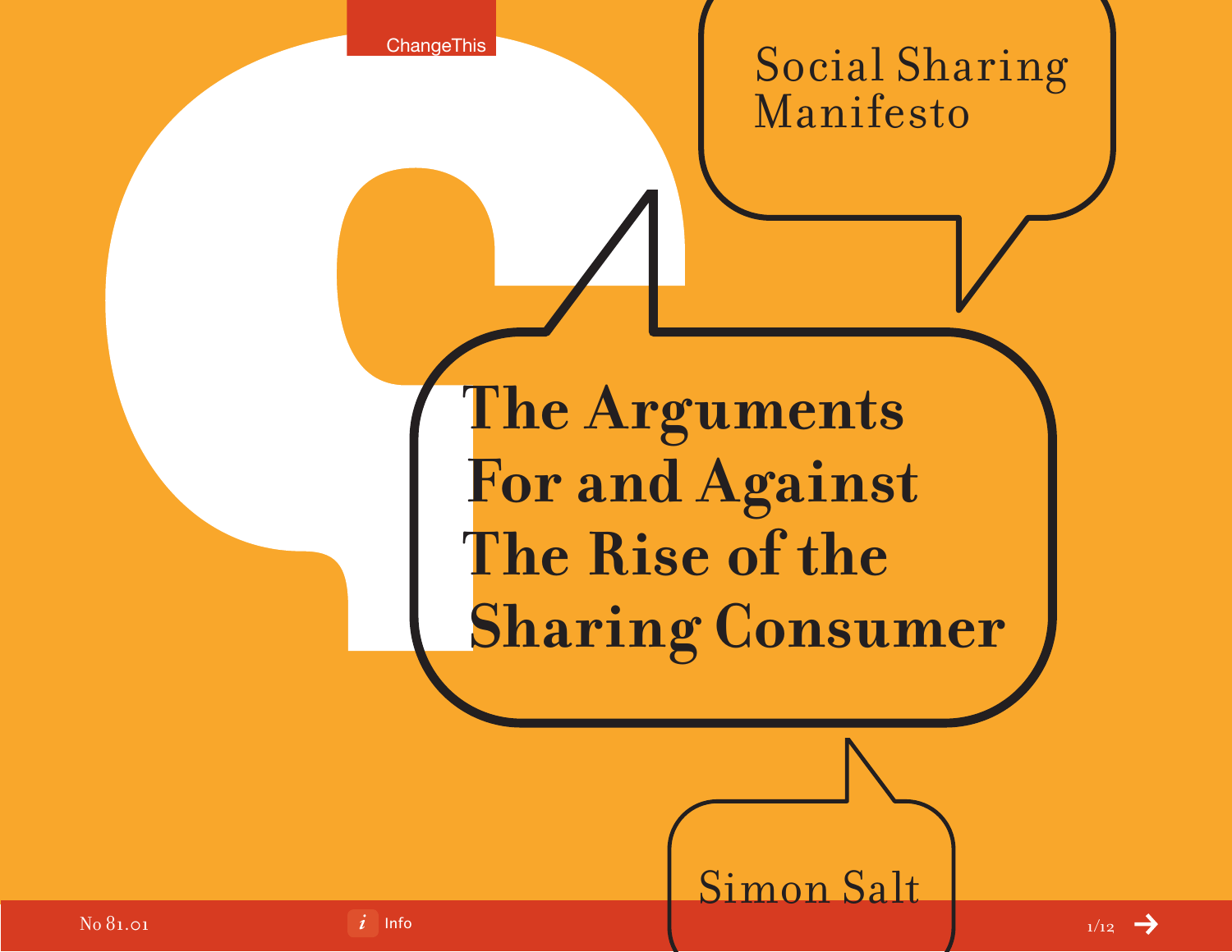ChangeThis

Social Sharing Manifesto

# The Arguments For and Against The Rise of the Sharing Consumer

Simon Salt

No 81.01

Info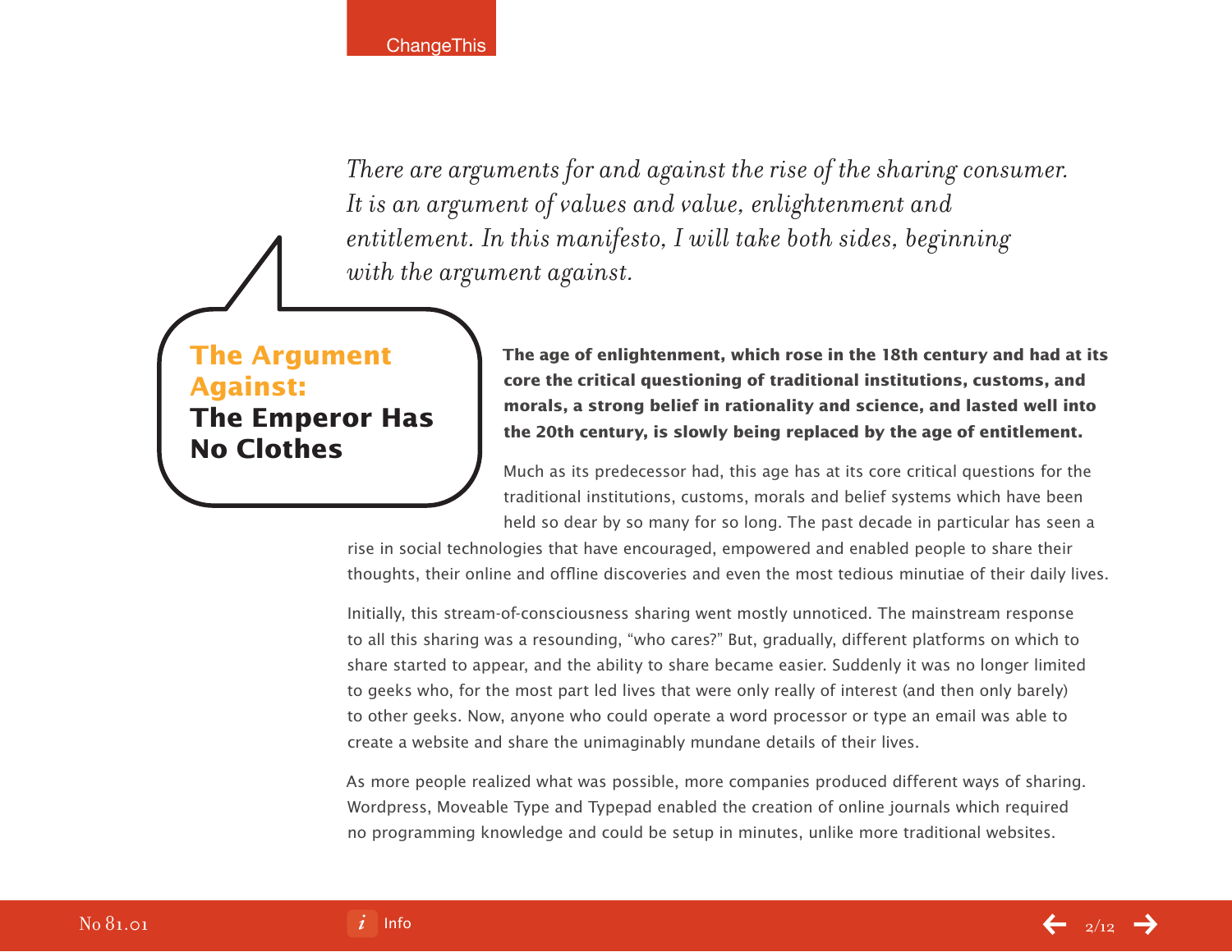*There are arguments for and against the rise of the sharing consumer. It is an argument of values and value, enlightenment and entitlement. In this manifesto, I will take both sides, beginning with the argument against.*

## The Argument Against: The Emperor Has No Clothes

**The age of enlightenment, which rose in the 18th century and had at its core the critical questioning of traditional institutions, customs, and morals, a strong belief in rationality and science, and lasted well into the 20th century, is slowly being replaced by the age of entitlement.**

Much as its predecessor had, this age has at its core critical questions for the traditional institutions, customs, morals and belief systems which have been held so dear by so many for so long. The past decade in particular has seen a rise in social technologies that have encouraged, empowered and enabled people to share their thoughts, their online and offline discoveries and even the most tedious minutiae of their daily lives.

Initially, this stream-of-consciousness sharing went mostly unnoticed. The mainstream response to all this sharing was a resounding, "who cares?" But, gradually, different platforms on which to share started to appear, and the ability to share became easier. Suddenly it was no longer limited to geeks who, for the most part led lives that were only really of interest (and then only barely) to other geeks. Now, anyone who could operate a word processor or type an email was able to create a website and share the unimaginably mundane details of their lives.

As more people realized what was possible, more companies produced different ways of sharing. Wordpress, Moveable Type and Typepad enabled the creation of online journals which required no programming knowledge and could be setup in minutes, unlike more traditional websites.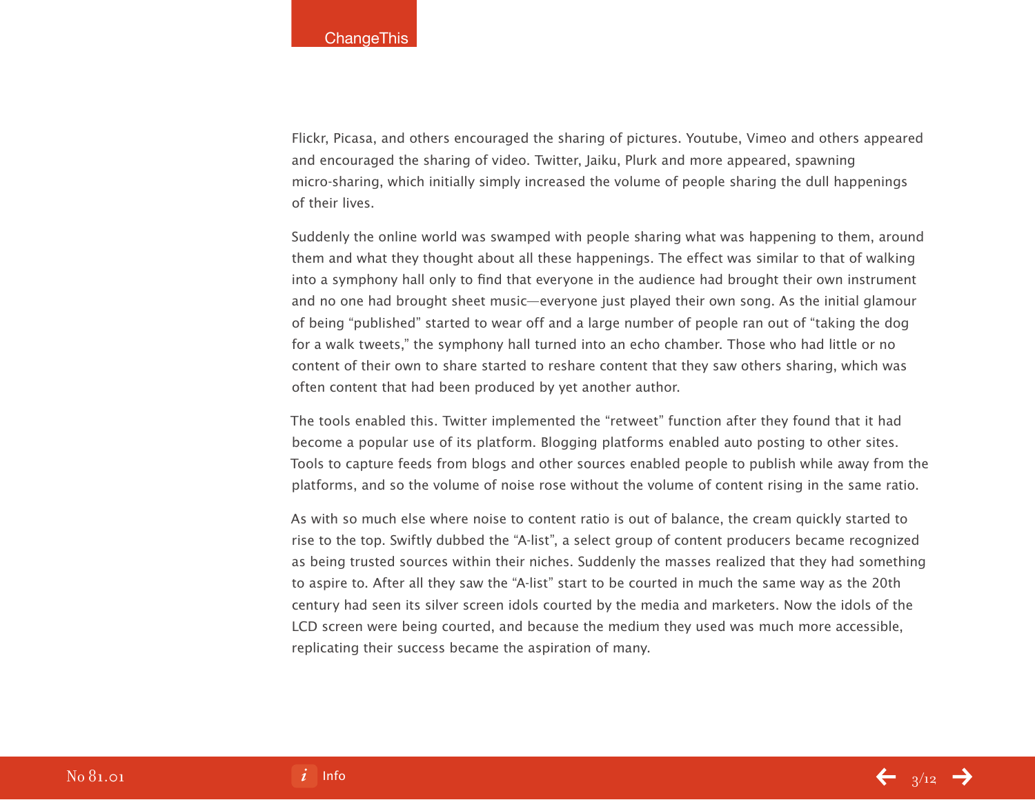Flickr, Picasa, and others encouraged the sharing of pictures. Youtube, Vimeo and others appeared and encouraged the sharing of video. Twitter, Jaiku, Plurk and more appeared, spawning micro-sharing, which initially simply increased the volume of people sharing the dull happenings of their lives.

Suddenly the online world was swamped with people sharing what was happening to them, around them and what they thought about all these happenings. The effect was similar to that of walking into a symphony hall only to find that everyone in the audience had brought their own instrument and no one had brought sheet music—everyone just played their own song. As the initial glamour of being "published" started to wear off and a large number of people ran out of "taking the dog for a walk tweets," the symphony hall turned into an echo chamber. Those who had little or no content of their own to share started to reshare content that they saw others sharing, which was often content that had been produced by yet another author.

The tools enabled this. Twitter implemented the "retweet" function after they found that it had become a popular use of its platform. Blogging platforms enabled auto posting to other sites. Tools to capture feeds from blogs and other sources enabled people to publish while away from the platforms, and so the volume of noise rose without the volume of content rising in the same ratio.

As with so much else where noise to content ratio is out of balance, the cream quickly started to rise to the top. Swiftly dubbed the "A-list", a select group of content producers became recognized as being trusted sources within their niches. Suddenly the masses realized that they had something to aspire to. After all they saw the "A-list" start to be courted in much the same way as the 20th century had seen its silver screen idols courted by the media and marketers. Now the idols of the LCD screen were being courted, and because the medium they used was much more accessible, replicating their success became the aspiration of many.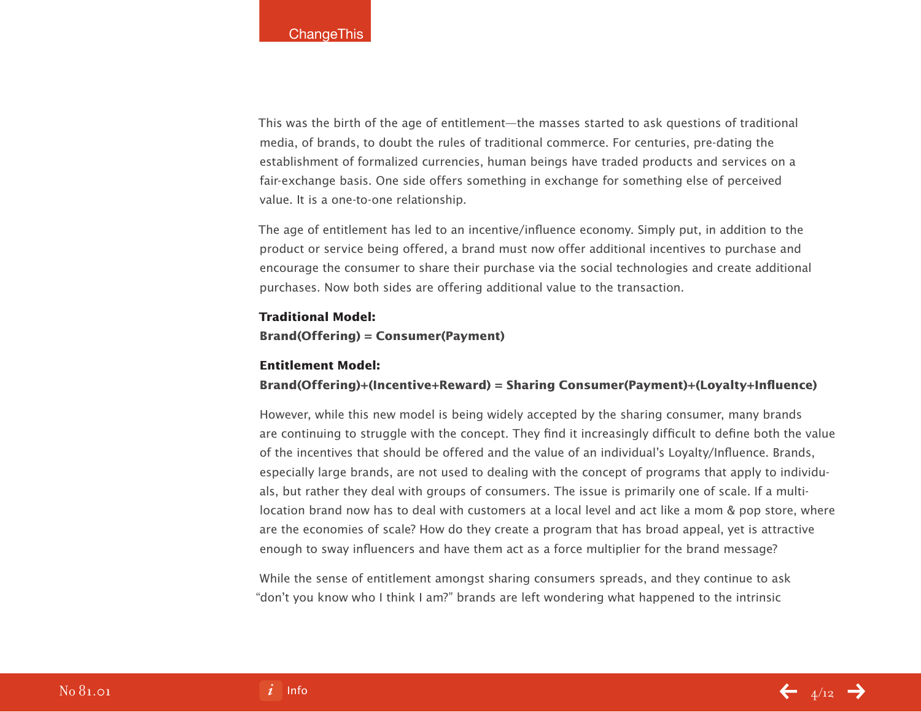This was the birth of the age of entitlement—the masses started to ask questions of traditional media, of brands, to doubt the rules of traditional commerce. For centuries, pre-dating the establishment of formalized currencies, human beings have traded products and services on a fair-exchange basis. One side offers something in exchange for something else of perceived value. It is a one-to-one relationship.

The age of entitlement has led to an incentive/influence economy. Simply put, in addition to the product or service being offered, a brand must now offer additional incentives to purchase and encourage the consumer to share their purchase via the social technologies and create additional purchases. Now both sides are offering additional value to the transaction.

**Traditional Model:**
**Brand(Offering) = Consumer(Payment)**

**Entitlement Model:**
**Brand(Offering)+(Incentive+Reward) = Sharing Consumer(Payment)+(Loyalty+Influence)**

However, while this new model is being widely accepted by the sharing consumer, many brands are continuing to struggle with the concept. They find it increasingly difficult to define both the value of the incentives that should be offered and the value of an individual's Loyalty/Influence. Brands, especially large brands, are not used to dealing with the concept of programs that apply to individuals, but rather they deal with groups of consumers. The issue is primarily one of scale. If a multi-location brand now has to deal with customers at a local level and act like a mom & pop store, where are the economies of scale? How do they create a program that has broad appeal, yet is attractive enough to sway influencers and have them act as a force multiplier for the brand message?

While the sense of entitlement amongst sharing consumers spreads, and they continue to ask "don't you know who I think I am?" brands are left wondering what happened to the intrinsic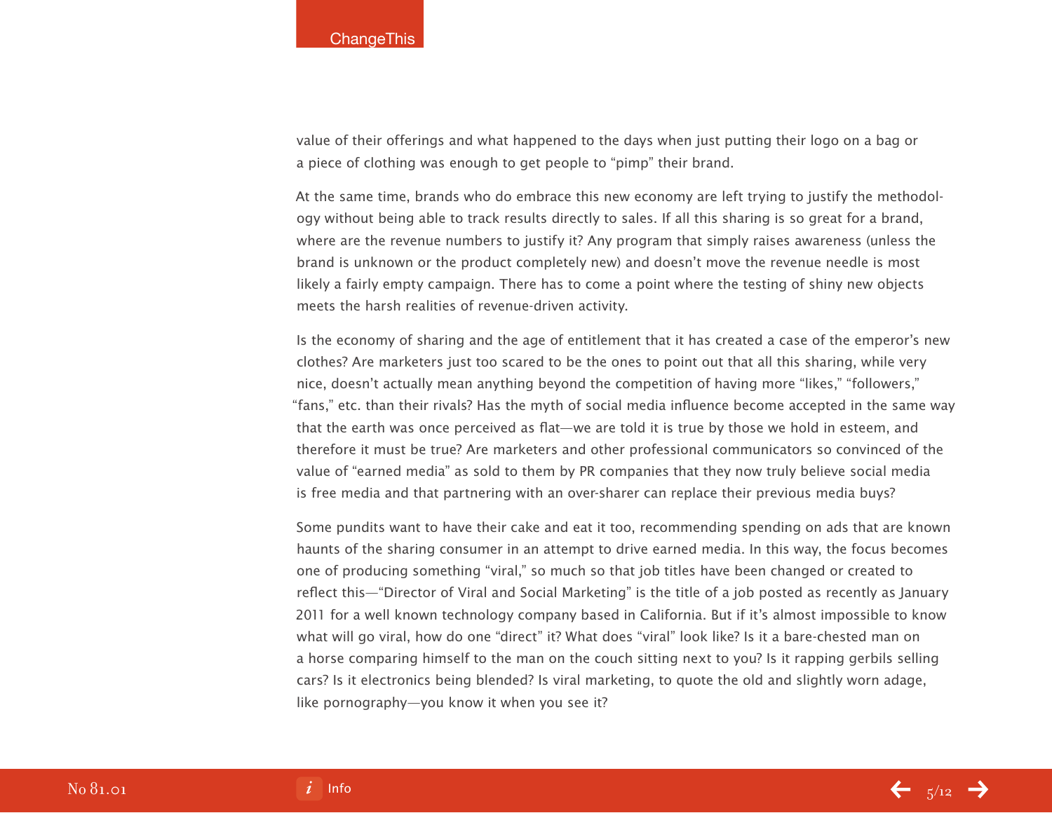value of their offerings and what happened to the days when just putting their logo on a bag or a piece of clothing was enough to get people to "pimp" their brand.

At the same time, brands who do embrace this new economy are left trying to justify the methodology without being able to track results directly to sales. If all this sharing is so great for a brand, where are the revenue numbers to justify it? Any program that simply raises awareness (unless the brand is unknown or the product completely new) and doesn't move the revenue needle is most likely a fairly empty campaign. There has to come a point where the testing of shiny new objects meets the harsh realities of revenue-driven activity.

Is the economy of sharing and the age of entitlement that it has created a case of the emperor's new clothes? Are marketers just too scared to be the ones to point out that all this sharing, while very nice, doesn't actually mean anything beyond the competition of having more "likes," "followers," "fans," etc. than their rivals? Has the myth of social media influence become accepted in the same way that the earth was once perceived as flat—we are told it is true by those we hold in esteem, and therefore it must be true? Are marketers and other professional communicators so convinced of the value of "earned media" as sold to them by PR companies that they now truly believe social media is free media and that partnering with an over-sharer can replace their previous media buys?

Some pundits want to have their cake and eat it too, recommending spending on ads that are known haunts of the sharing consumer in an attempt to drive earned media. In this way, the focus becomes one of producing something "viral," so much so that job titles have been changed or created to reflect this—"Director of Viral and Social Marketing" is the title of a job posted as recently as January 2011 for a well known technology company based in California. But if it's almost impossible to know what will go viral, how do one "direct" it? What does "viral" look like? Is it a bare-chested man on a horse comparing himself to the man on the couch sitting next to you? Is it rapping gerbils selling cars? Is it electronics being blended? Is viral marketing, to quote the old and slightly worn adage, like pornography—you know it when you see it?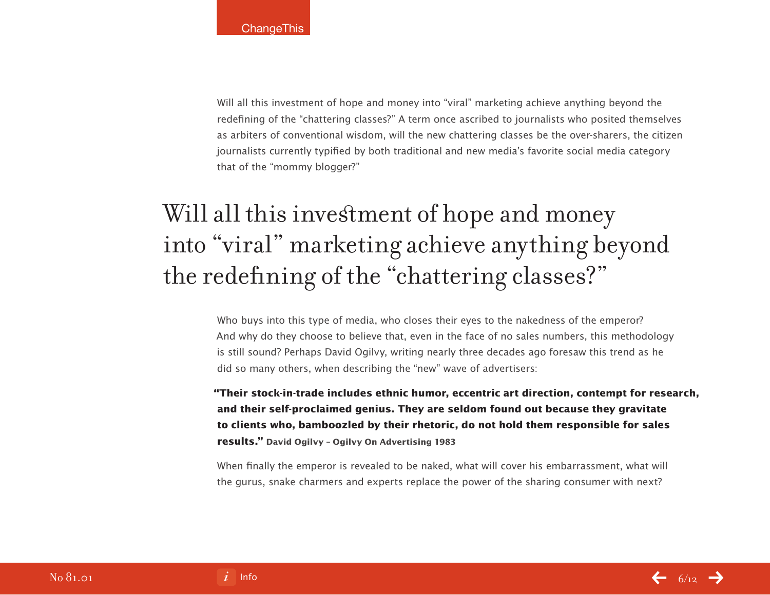Will all this investment of hope and money into “viral” marketing achieve anything beyond the redefining of the “chattering classes?” A term once ascribed to journalists who posited themselves as arbiters of conventional wisdom, will the new chattering classes be the over-sharers, the citizen journalists currently typified by both traditional and new media’s favorite social media category that of the “mommy blogger?”

## Will all this investment of hope and money into “viral” marketing achieve anything beyond the redefining of the “chattering classes?”

Who buys into this type of media, who closes their eyes to the nakedness of the emperor? And why do they choose to believe that, even in the face of no sales numbers, this methodology is still sound? Perhaps David Ogilvy, writing nearly three decades ago foresaw this trend as he did so many others, when describing the “new” wave of advertisers:

> **“Their stock-in-trade includes ethnic humor, eccentric art direction, contempt for research, and their self-proclaimed genius. They are seldom found out because they gravitate to clients who, bamboozled by their rhetoric, do not hold them responsible for sales results.” David Ogilvy – Ogilvy On Advertising 1983**

When finally the emperor is revealed to be naked, what will cover his embarrassment, what will the gurus, snake charmers and experts replace the power of the sharing consumer with next?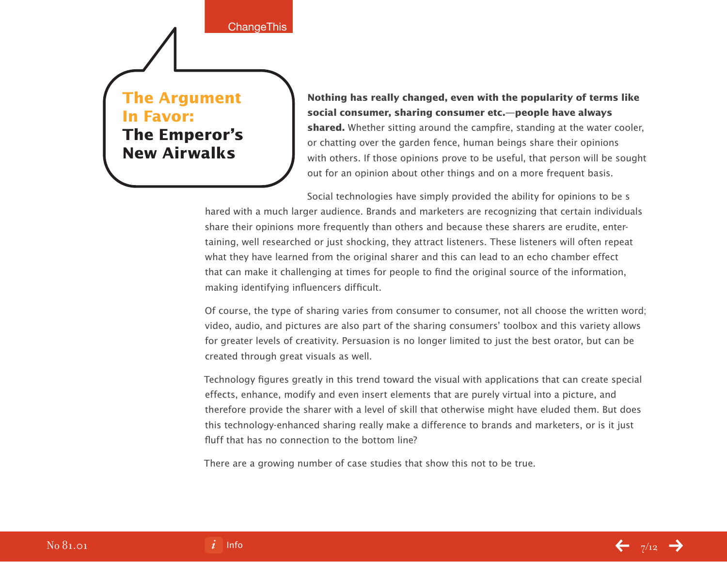## The Argument In Favor: The Emperor's New Airwalks

**Nothing has really changed, even with the popularity of terms like social consumer, sharing consumer etc.—people have always shared.** Whether sitting around the campfire, standing at the water cooler, or chatting over the garden fence, human beings share their opinions with others. If those opinions prove to be useful, that person will be sought out for an opinion about other things and on a more frequent basis.

Social technologies have simply provided the ability for opinions to be shared with a much larger audience. Brands and marketers are recognizing that certain individuals share their opinions more frequently than others and because these sharers are erudite, entertaining, well researched or just shocking, they attract listeners. These listeners will often repeat what they have learned from the original sharer and this can lead to an echo chamber effect that can make it challenging at times for people to find the original source of the information, making identifying influencers difficult.

Of course, the type of sharing varies from consumer to consumer, not all choose the written word; video, audio, and pictures are also part of the sharing consumers' toolbox and this variety allows for greater levels of creativity. Persuasion is no longer limited to just the best orator, but can be created through great visuals as well.

Technology figures greatly in this trend toward the visual with applications that can create special effects, enhance, modify and even insert elements that are purely virtual into a picture, and therefore provide the sharer with a level of skill that otherwise might have eluded them. But does this technology-enhanced sharing really make a difference to brands and marketers, or is it just fluff that has no connection to the bottom line?

There are a growing number of case studies that show this not to be true.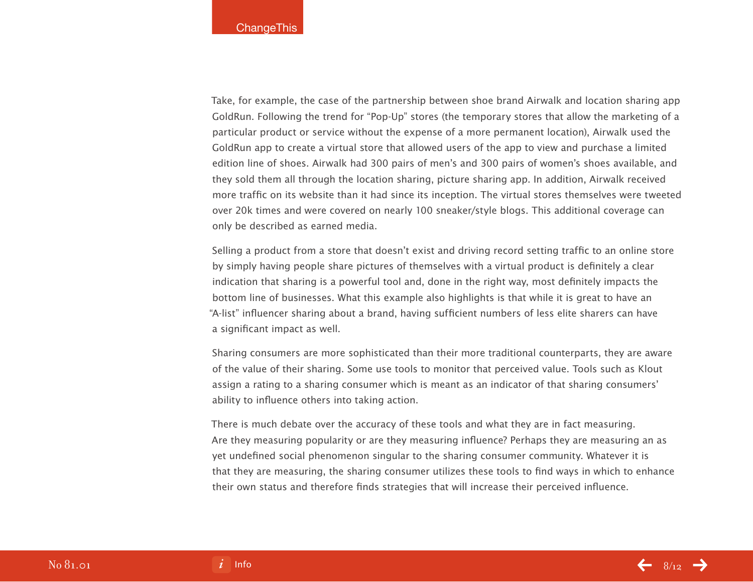Take, for example, the case of the partnership between shoe brand Airwalk and location sharing app GoldRun. Following the trend for "Pop-Up" stores (the temporary stores that allow the marketing of a particular product or service without the expense of a more permanent location), Airwalk used the GoldRun app to create a virtual store that allowed users of the app to view and purchase a limited edition line of shoes. Airwalk had 300 pairs of men's and 300 pairs of women's shoes available, and they sold them all through the location sharing, picture sharing app. In addition, Airwalk received more traffic on its website than it had since its inception. The virtual stores themselves were tweeted over 20k times and were covered on nearly 100 sneaker/style blogs. This additional coverage can only be described as earned media.

Selling a product from a store that doesn't exist and driving record setting traffic to an online store by simply having people share pictures of themselves with a virtual product is definitely a clear indication that sharing is a powerful tool and, done in the right way, most definitely impacts the bottom line of businesses. What this example also highlights is that while it is great to have an "A-list" influencer sharing about a brand, having sufficient numbers of less elite sharers can have a significant impact as well.

Sharing consumers are more sophisticated than their more traditional counterparts, they are aware of the value of their sharing. Some use tools to monitor that perceived value. Tools such as Klout assign a rating to a sharing consumer which is meant as an indicator of that sharing consumers' ability to influence others into taking action.

There is much debate over the accuracy of these tools and what they are in fact measuring. Are they measuring popularity or are they measuring influence? Perhaps they are measuring an as yet undefined social phenomenon singular to the sharing consumer community. Whatever it is that they are measuring, the sharing consumer utilizes these tools to find ways in which to enhance their own status and therefore finds strategies that will increase their perceived influence.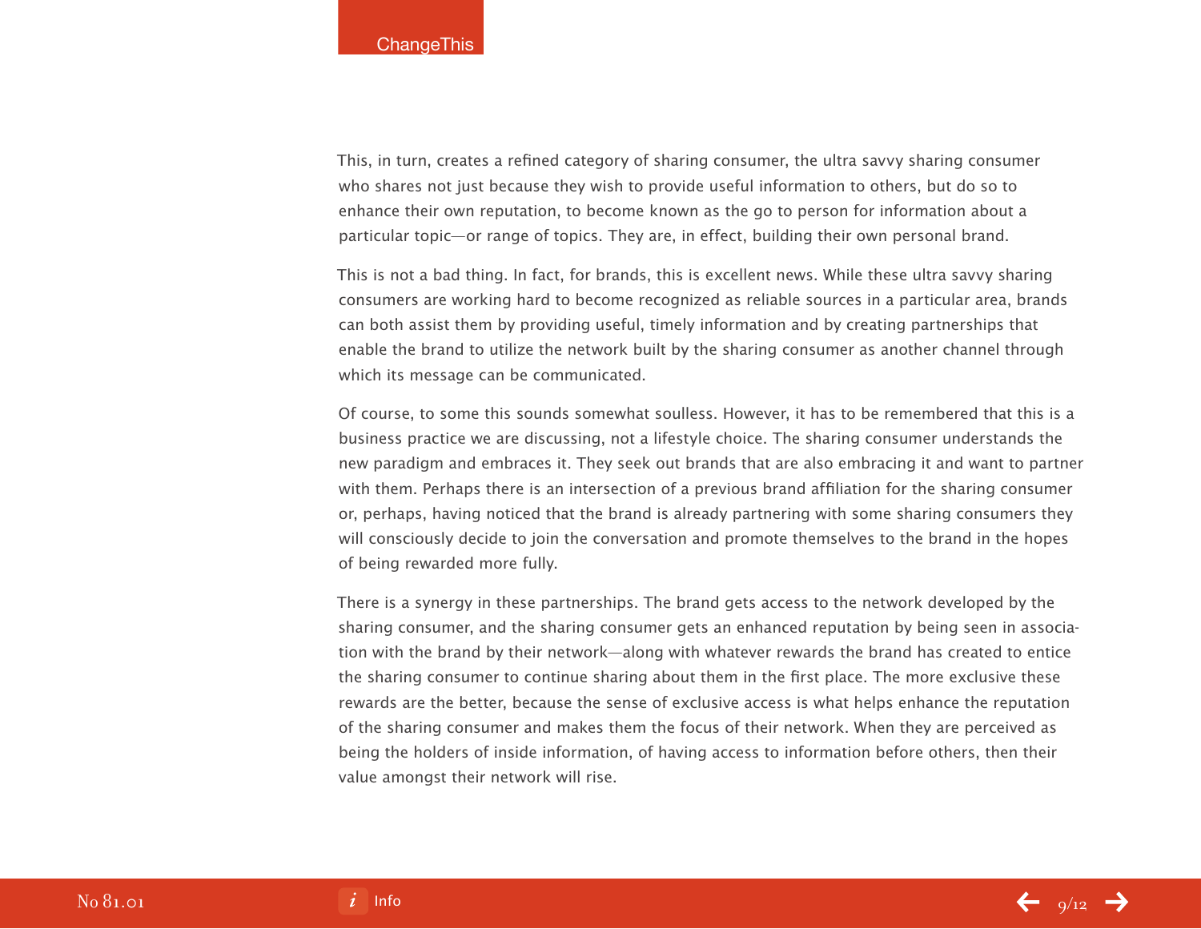This, in turn, creates a refined category of sharing consumer, the ultra savvy sharing consumer who shares not just because they wish to provide useful information to others, but do so to enhance their own reputation, to become known as the go to person for information about a particular topic—or range of topics. They are, in effect, building their own personal brand.

This is not a bad thing. In fact, for brands, this is excellent news. While these ultra savvy sharing consumers are working hard to become recognized as reliable sources in a particular area, brands can both assist them by providing useful, timely information and by creating partnerships that enable the brand to utilize the network built by the sharing consumer as another channel through which its message can be communicated.

Of course, to some this sounds somewhat soulless. However, it has to be remembered that this is a business practice we are discussing, not a lifestyle choice. The sharing consumer understands the new paradigm and embraces it. They seek out brands that are also embracing it and want to partner with them. Perhaps there is an intersection of a previous brand affiliation for the sharing consumer or, perhaps, having noticed that the brand is already partnering with some sharing consumers they will consciously decide to join the conversation and promote themselves to the brand in the hopes of being rewarded more fully.

There is a synergy in these partnerships. The brand gets access to the network developed by the sharing consumer, and the sharing consumer gets an enhanced reputation by being seen in association with the brand by their network—along with whatever rewards the brand has created to entice the sharing consumer to continue sharing about them in the first place. The more exclusive these rewards are the better, because the sense of exclusive access is what helps enhance the reputation of the sharing consumer and makes them the focus of their network. When they are perceived as being the holders of inside information, of having access to information before others, then their value amongst their network will rise.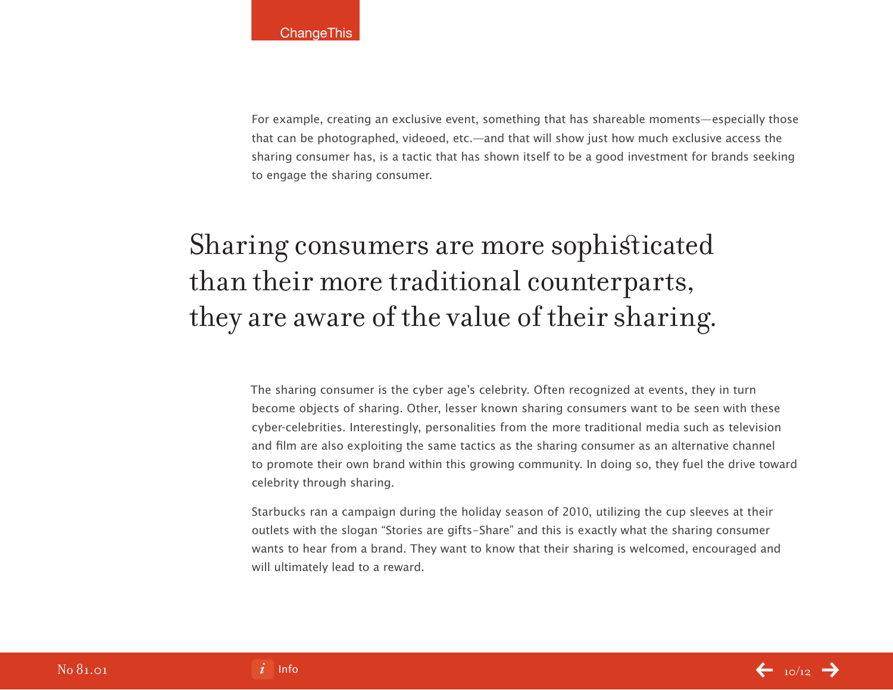For example, creating an exclusive event, something that has shareable moments—especially those that can be photographed, videoed, etc.—and that will show just how much exclusive access the sharing consumer has, is a tactic that has shown itself to be a good investment for brands seeking to engage the sharing consumer.

> Sharing consumers are more sophisticated than their more traditional counterparts, they are aware of the value of their sharing.

The sharing consumer is the cyber age's celebrity. Often recognized at events, they in turn become objects of sharing. Other, lesser known sharing consumers want to be seen with these cyber-celebrities. Interestingly, personalities from the more traditional media such as television and film are also exploiting the same tactics as the sharing consumer as an alternative channel to promote their own brand within this growing community. In doing so, they fuel the drive toward celebrity through sharing.

Starbucks ran a campaign during the holiday season of 2010, utilizing the cup sleeves at their outlets with the slogan "Stories are gifts-Share" and this is exactly what the sharing consumer wants to hear from a brand. They want to know that their sharing is welcomed, encouraged and will ultimately lead to a reward.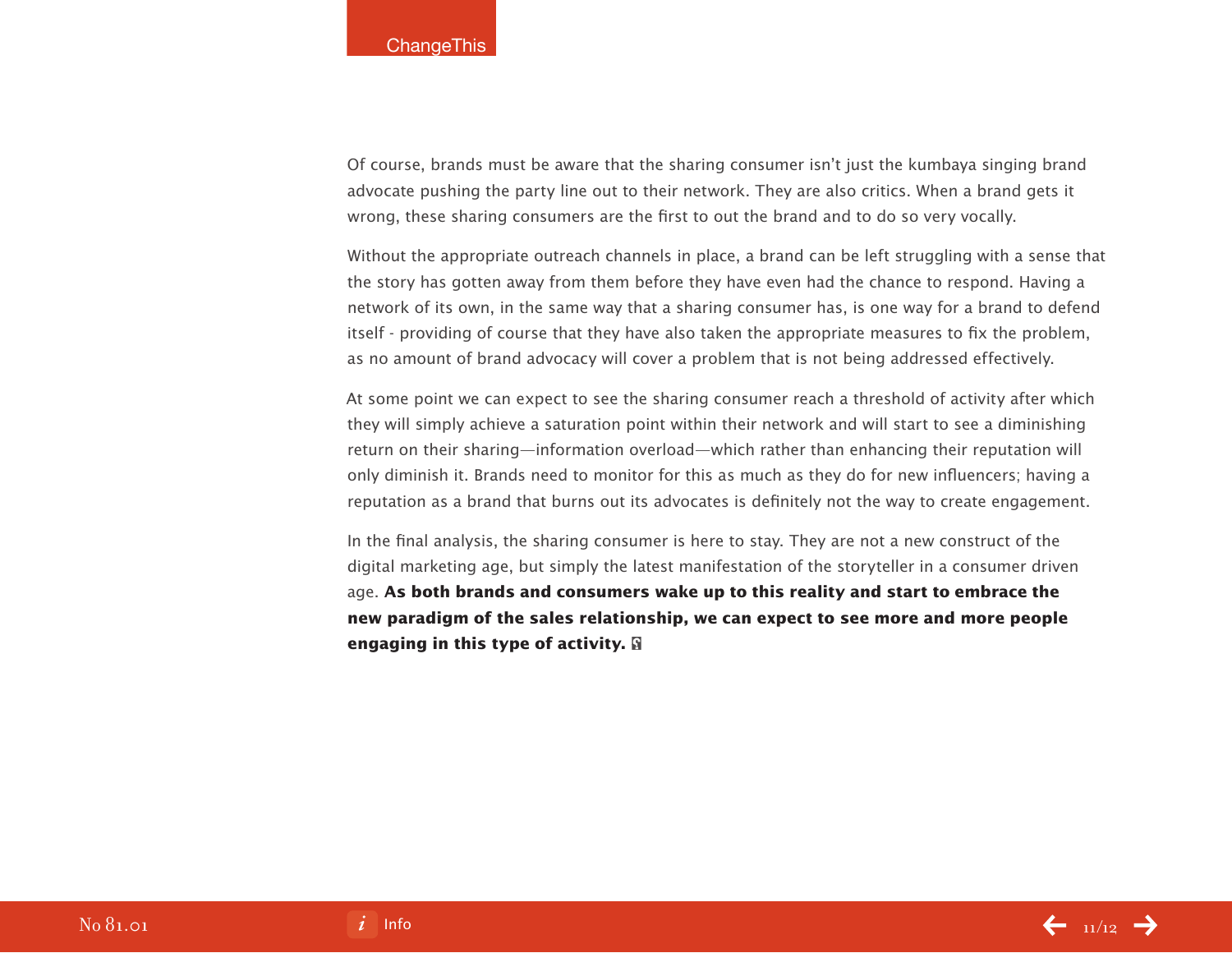Of course, brands must be aware that the sharing consumer isn't just the kumbaya singing brand advocate pushing the party line out to their network. They are also critics. When a brand gets it wrong, these sharing consumers are the first to out the brand and to do so very vocally.

Without the appropriate outreach channels in place, a brand can be left struggling with a sense that the story has gotten away from them before they have even had the chance to respond. Having a network of its own, in the same way that a sharing consumer has, is one way for a brand to defend itself - providing of course that they have also taken the appropriate measures to fix the problem, as no amount of brand advocacy will cover a problem that is not being addressed effectively.

At some point we can expect to see the sharing consumer reach a threshold of activity after which they will simply achieve a saturation point within their network and will start to see a diminishing return on their sharing—information overload—which rather than enhancing their reputation will only diminish it. Brands need to monitor for this as much as they do for new influencers; having a reputation as a brand that burns out its advocates is definitely not the way to create engagement.

In the final analysis, the sharing consumer is here to stay. They are not a new construct of the digital marketing age, but simply the latest manifestation of the storyteller in a consumer driven age. **As both brands and consumers wake up to this reality and start to embrace the new paradigm of the sales relationship, we can expect to see more and more people engaging in this type of activity.**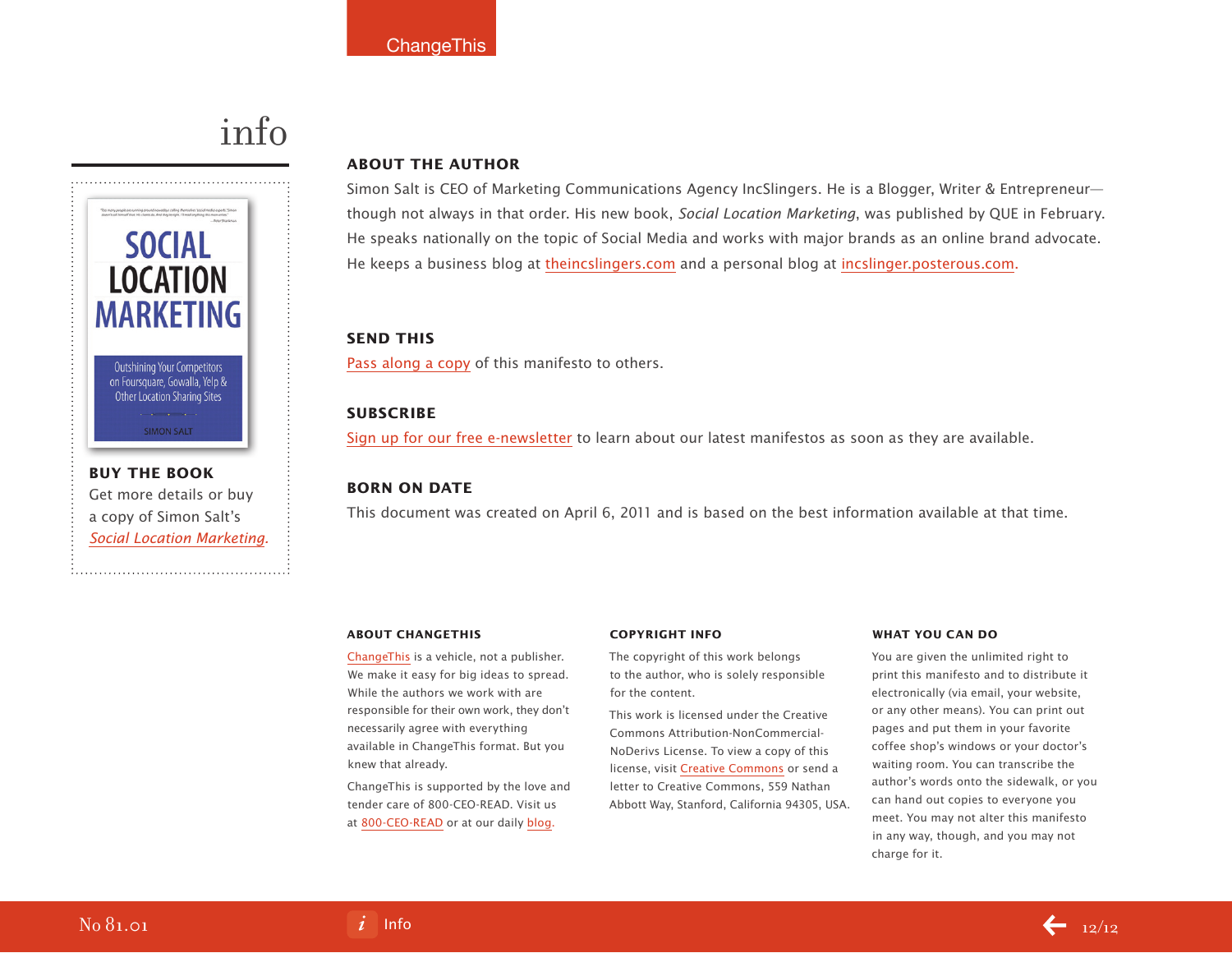# info

**BUY THE BOOK**
Get more details or buy a copy of Simon Salt's *Social Location Marketing*.

## ABOUT THE AUTHOR

Simon Salt is CEO of Marketing Communications Agency IncSlingers. He is a Blogger, Writer & Entrepreneur—though not always in that order. His new book, *Social Location Marketing*, was published by QUE in February. He speaks nationally on the topic of Social Media and works with major brands as an online brand advocate. He keeps a business blog at theincslingers.com and a personal blog at incslinger.posterous.com.

## SEND THIS

Pass along a copy of this manifesto to others.

## SUBSCRIBE

Sign up for our free e-newsletter to learn about our latest manifestos as soon as they are available.

## BORN ON DATE

This document was created on April 6, 2011 and is based on the best information available at that time.

### ABOUT CHANGETHIS

ChangeThis is a vehicle, not a publisher. We make it easy for big ideas to spread. While the authors we work with are responsible for their own work, they don't necessarily agree with everything available in ChangeThis format. But you knew that already.

ChangeThis is supported by the love and tender care of 800-CEO-READ. Visit us at 800-CEO-READ or at our daily blog.

### COPYRIGHT INFO

The copyright of this work belongs to the author, who is solely responsible for the content.

This work is licensed under the Creative Commons Attribution-NonCommercial-NoDerivs License. To view a copy of this license, visit Creative Commons or send a letter to Creative Commons, 559 Nathan Abbott Way, Stanford, California 94305, USA.

### WHAT YOU CAN DO

You are given the unlimited right to print this manifesto and to distribute it electronically (via email, your website, or any other means). You can print out pages and put them in your favorite coffee shop's windows or your doctor's waiting room. You can transcribe the author's words onto the sidewalk, or you can hand out copies to everyone you meet. You may not alter this manifesto in any way, though, and you may not charge for it.